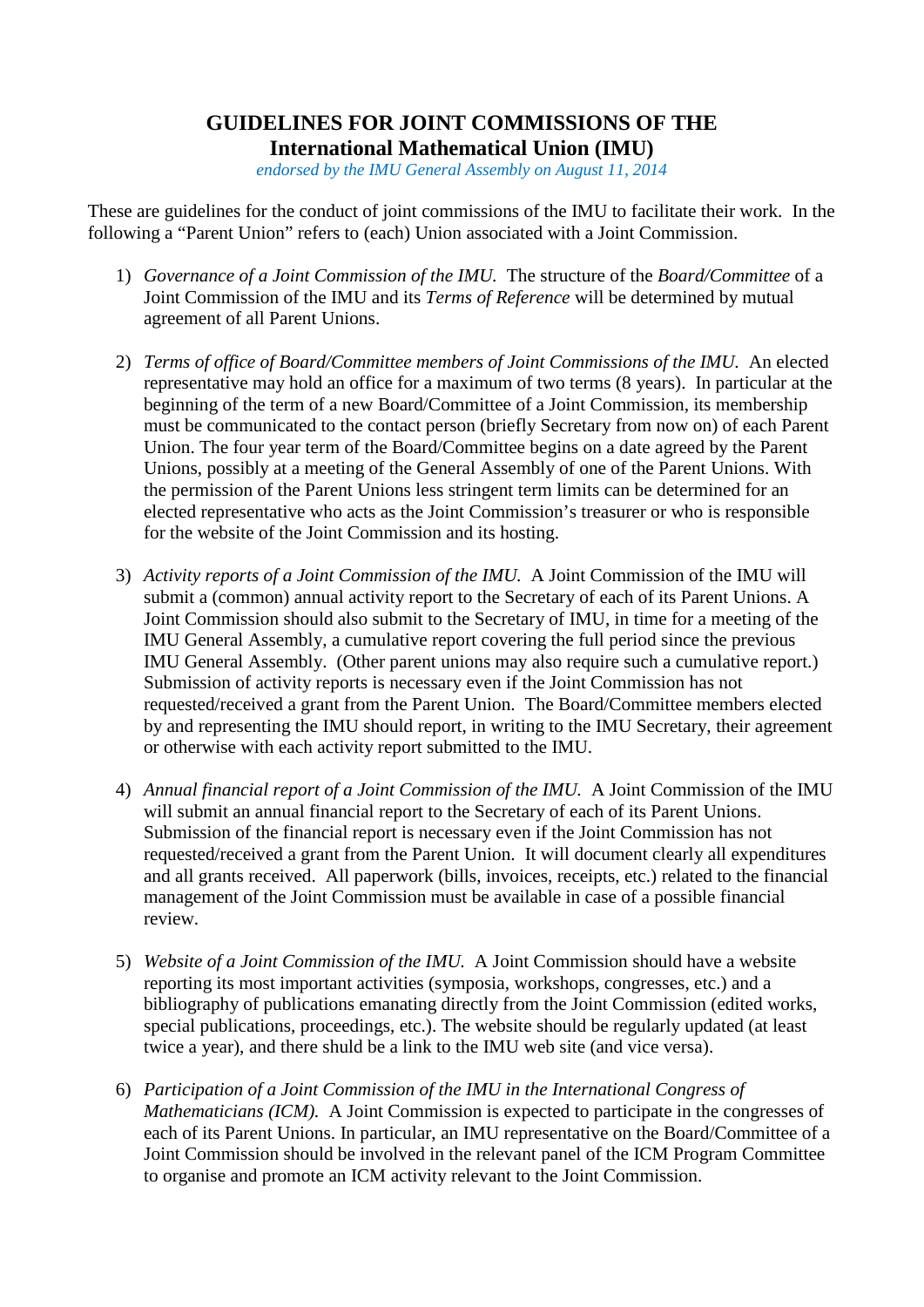# GUIDELINES FOR JOINT COMMISSIONS OF THE International Mathematical Union (IMU)

*endorsed by the IMU General Assembly on August 11, 2014*

These are guidelines for the conduct of joint commissions of the IMU to facilitate their work. In the following a "Parent Union" refers to (each) Union associated with a Joint Commission.

1) *Governance of a Joint Commission of the IMU.* The structure of the *Board/Committee* of a Joint Commission of the IMU and its *Terms of Reference* will be determined by mutual agreement of all Parent Unions.

2) *Terms of office of Board/Committee members of Joint Commissions of the IMU.* An elected representative may hold an office for a maximum of two terms (8 years). In particular at the beginning of the term of a new Board/Committee of a Joint Commission, its membership must be communicated to the contact person (briefly Secretary from now on) of each Parent Union. The four year term of the Board/Committee begins on a date agreed by the Parent Unions, possibly at a meeting of the General Assembly of one of the Parent Unions. With the permission of the Parent Unions less stringent term limits can be determined for an elected representative who acts as the Joint Commission's treasurer or who is responsible for the website of the Joint Commission and its hosting.

3) *Activity reports of a Joint Commission of the IMU.* A Joint Commission of the IMU will submit a (common) annual activity report to the Secretary of each of its Parent Unions. A Joint Commission should also submit to the Secretary of IMU, in time for a meeting of the IMU General Assembly, a cumulative report covering the full period since the previous IMU General Assembly. (Other parent unions may also require such a cumulative report.) Submission of activity reports is necessary even if the Joint Commission has not requested/received a grant from the Parent Union. The Board/Committee members elected by and representing the IMU should report, in writing to the IMU Secretary, their agreement or otherwise with each activity report submitted to the IMU.

4) *Annual financial report of a Joint Commission of the IMU.* A Joint Commission of the IMU will submit an annual financial report to the Secretary of each of its Parent Unions. Submission of the financial report is necessary even if the Joint Commission has not requested/received a grant from the Parent Union. It will document clearly all expenditures and all grants received. All paperwork (bills, invoices, receipts, etc.) related to the financial management of the Joint Commission must be available in case of a possible financial review.

5) *Website of a Joint Commission of the IMU.* A Joint Commission should have a website reporting its most important activities (symposia, workshops, congresses, etc.) and a bibliography of publications emanating directly from the Joint Commission (edited works, special publications, proceedings, etc.). The website should be regularly updated (at least twice a year), and there shuld be a link to the IMU web site (and vice versa).

6) *Participation of a Joint Commission of the IMU in the International Congress of Mathematicians (ICM).* A Joint Commission is expected to participate in the congresses of each of its Parent Unions. In particular, an IMU representative on the Board/Committee of a Joint Commission should be involved in the relevant panel of the ICM Program Committee to organise and promote an ICM activity relevant to the Joint Commission.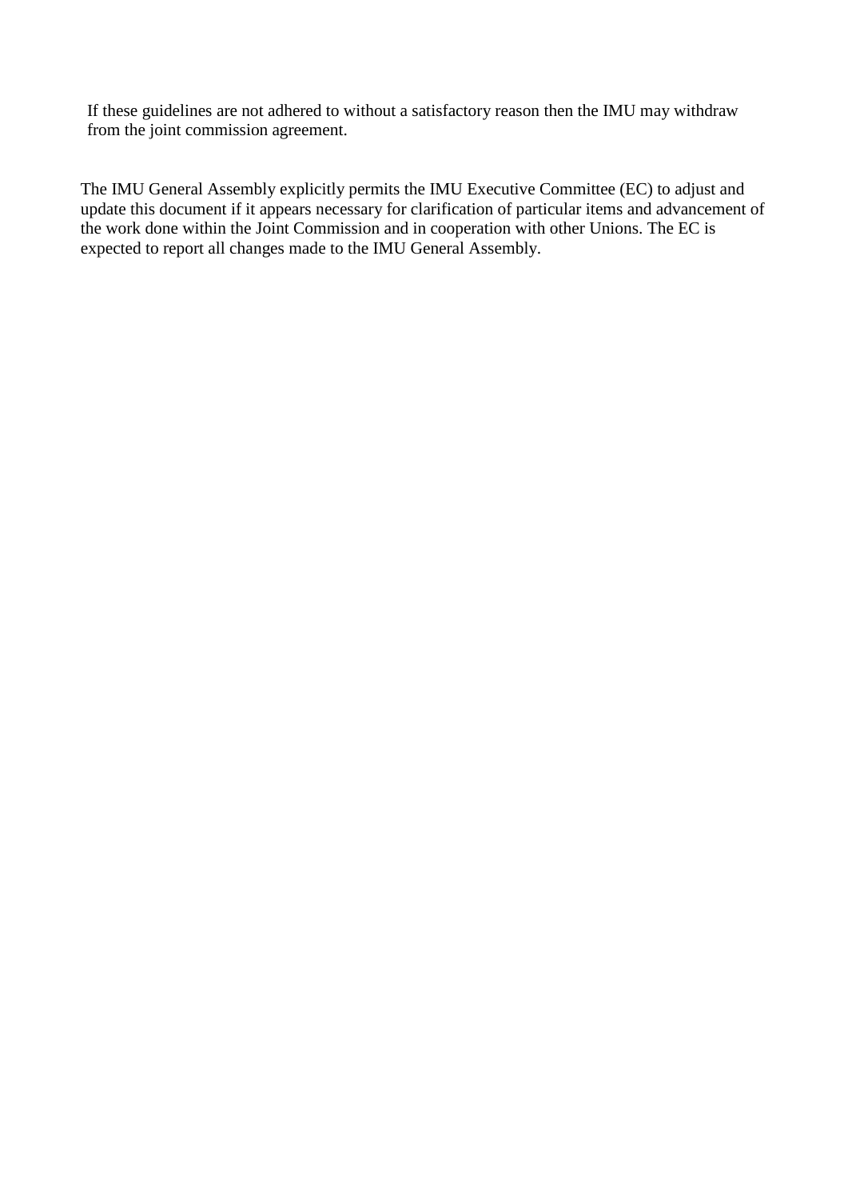If these guidelines are not adhered to without a satisfactory reason then the IMU may withdraw from the joint commission agreement.

The IMU General Assembly explicitly permits the IMU Executive Committee (EC) to adjust and update this document if it appears necessary for clarification of particular items and advancement of the work done within the Joint Commission and in cooperation with other Unions. The EC is expected to report all changes made to the IMU General Assembly.